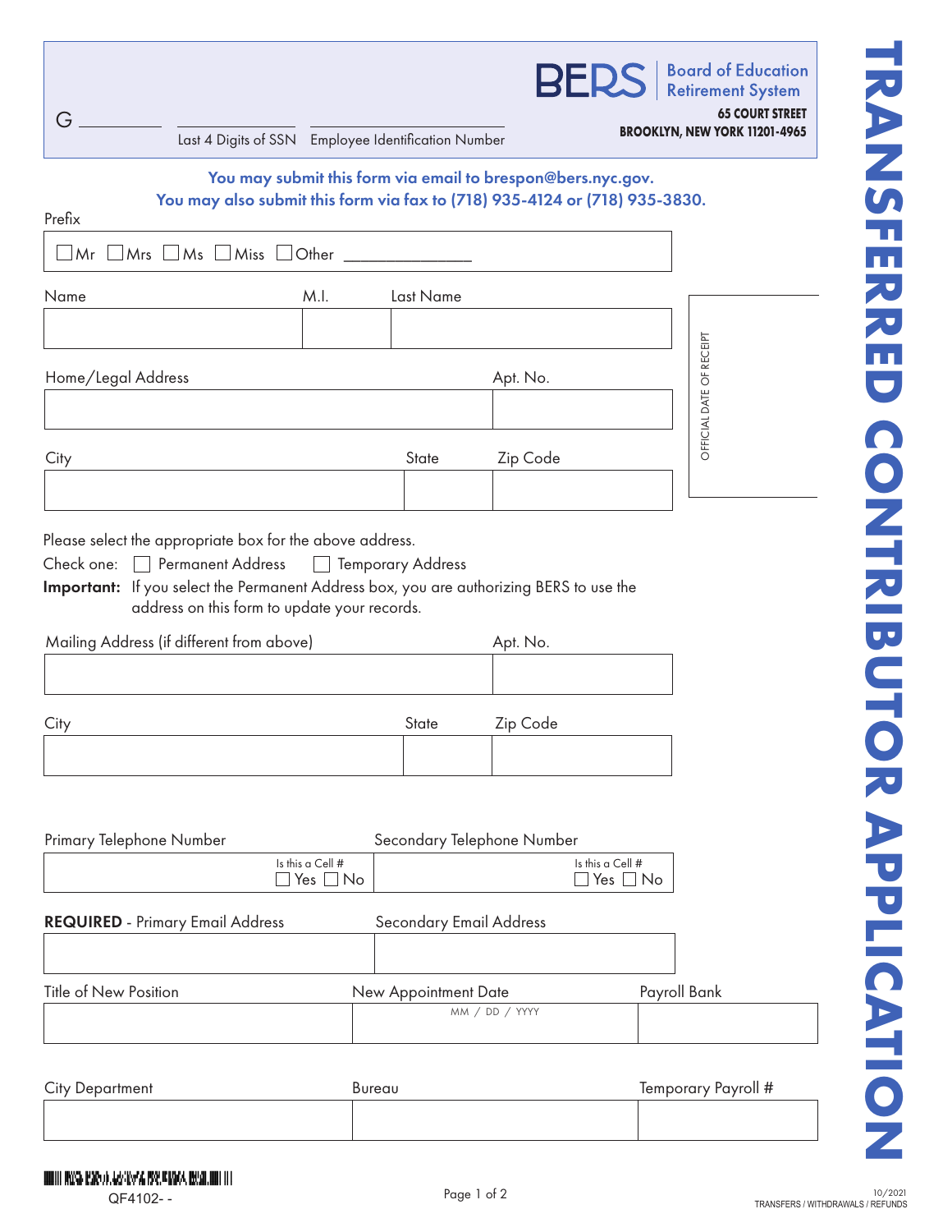# TRANSFERRED CONTRIBUTOR APPLICATION

**BERS** Board of Education Retirement System
**65 COURT STREET**
**BROOKLYN, NEW YORK 11201-4965**

G ________ | ________ Last 4 Digits of SSN | ________ Employee Identification Number

**You may submit this form via email to brespon@bers.nyc.gov.**
**You may also submit this form via fax to (718) 935-4124 or (718) 935-3830.**

Prefix

☐ Mr ☐ Mrs ☐ Ms ☐ Miss ☐ Other ______________

| Name | M.I. | Last Name |
|---|---|---|
| | | |

| Home/Legal Address | Apt. No. |
|---|---|
| | |

| City | State | Zip Code |
|---|---|---|
| | | |

OFFICIAL DATE OF RECEIPT

Please select the appropriate box for the above address.

Check one: ☐ Permanent Address ☐ Temporary Address

**Important:** If you select the Permanent Address box, you are authorizing BERS to use the address on this form to update your records.

| Mailing Address (if different from above) | Apt. No. |
|---|---|
| | |

| City | State | Zip Code |
|---|---|---|
| | | |

| Primary Telephone Number | Secondary Telephone Number |
|---|---|
| Is this a Cell # ☐ Yes ☐ No | Is this a Cell # ☐ Yes ☐ No |

| **REQUIRED** - Primary Email Address | Secondary Email Address |
|---|---|
| | |

| Title of New Position | New Appointment Date | Payroll Bank |
|---|---|---|
| | MM / DD / YYYY | |

| City Department | Bureau | Temporary Payroll # |
|---|---|---|
| | | |

QF4102- -

10/2021
TRANSFERS / WITHDRAWALS / REFUNDS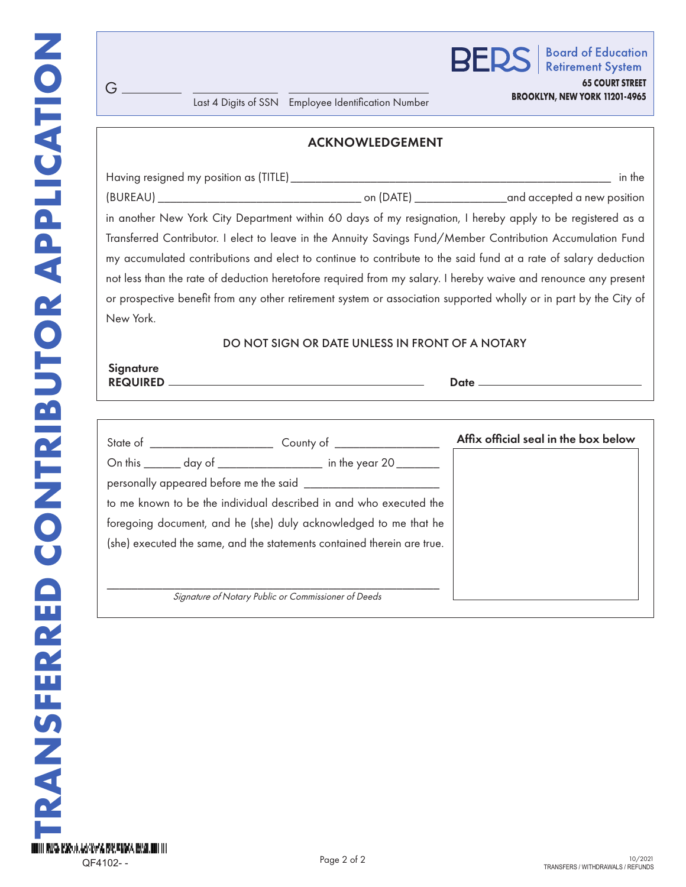# TRANSFERRED CONTRIBUTOR APPLICATION

G ________ ____________ ____________________

Last 4 Digits of SSN    Employee Identification Number

**BERS** | Board of Education Retirement System

**65 COURT STREET**
**BROOKLYN, NEW YORK 11201-4965**

## ACKNOWLEDGEMENT

Having resigned my position as (TITLE) ______________________________________________ in the (BUREAU) ______________________________ on (DATE) ______________and accepted a new position in another New York City Department within 60 days of my resignation, I hereby apply to be registered as a Transferred Contributor. I elect to leave in the Annuity Savings Fund/Member Contribution Accumulation Fund my accumulated contributions and elect to continue to contribute to the said fund at a rate of salary deduction not less than the rate of deduction heretofore required from my salary. I hereby waive and renounce any present or prospective benefit from any other retirement system or association supported wholly or in part by the City of New York.

DO NOT SIGN OR DATE UNLESS IN FRONT OF A NOTARY

**Signature REQUIRED** ________________________________________ **Date** ________________________

State of ____________________ County of ________________

On this ______ day of ________________ in the year 20 _______

personally appeared before me the said ______________________

to me known to be the individual described in and who executed the foregoing document, and he (she) duly acknowledged to me that he (she) executed the same, and the statements contained therein are true.

______________________________________________________

*Signature of Notary Public or Commissioner of Deeds*

**Affix official seal in the box below**

QF4102- -

10/2021
TRANSFERS / WITHDRAWALS / REFUNDS